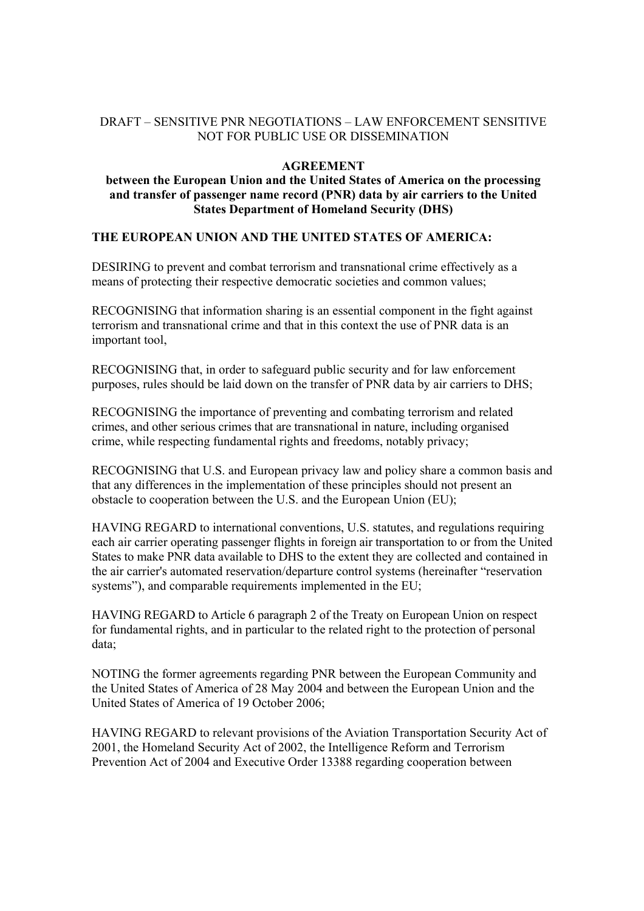DRAFT – SENSITIVE PNR NEGOTIATIONS – LAW ENFORCEMENT SENSITIVE
NOT FOR PUBLIC USE OR DISSEMINATION

**AGREEMENT**

**between the European Union and the United States of America on the processing and transfer of passenger name record (PNR) data by air carriers to the United States Department of Homeland Security (DHS)**

**THE EUROPEAN UNION AND THE UNITED STATES OF AMERICA:**

DESIRING to prevent and combat terrorism and transnational crime effectively as a means of protecting their respective democratic societies and common values;

RECOGNISING that information sharing is an essential component in the fight against terrorism and transnational crime and that in this context the use of PNR data is an important tool,

RECOGNISING that, in order to safeguard public security and for law enforcement purposes, rules should be laid down on the transfer of PNR data by air carriers to DHS;

RECOGNISING the importance of preventing and combating terrorism and related crimes, and other serious crimes that are transnational in nature, including organised crime, while respecting fundamental rights and freedoms, notably privacy;

RECOGNISING that U.S. and European privacy law and policy share a common basis and that any differences in the implementation of these principles should not present an obstacle to cooperation between the U.S. and the European Union (EU);

HAVING REGARD to international conventions, U.S. statutes, and regulations requiring each air carrier operating passenger flights in foreign air transportation to or from the United States to make PNR data available to DHS to the extent they are collected and contained in the air carrier's automated reservation/departure control systems (hereinafter "reservation systems"), and comparable requirements implemented in the EU;

HAVING REGARD to Article 6 paragraph 2 of the Treaty on European Union on respect for fundamental rights, and in particular to the related right to the protection of personal data;

NOTING the former agreements regarding PNR between the European Community and the United States of America of 28 May 2004 and between the European Union and the United States of America of 19 October 2006;

HAVING REGARD to relevant provisions of the Aviation Transportation Security Act of 2001, the Homeland Security Act of 2002, the Intelligence Reform and Terrorism Prevention Act of 2004 and Executive Order 13388 regarding cooperation between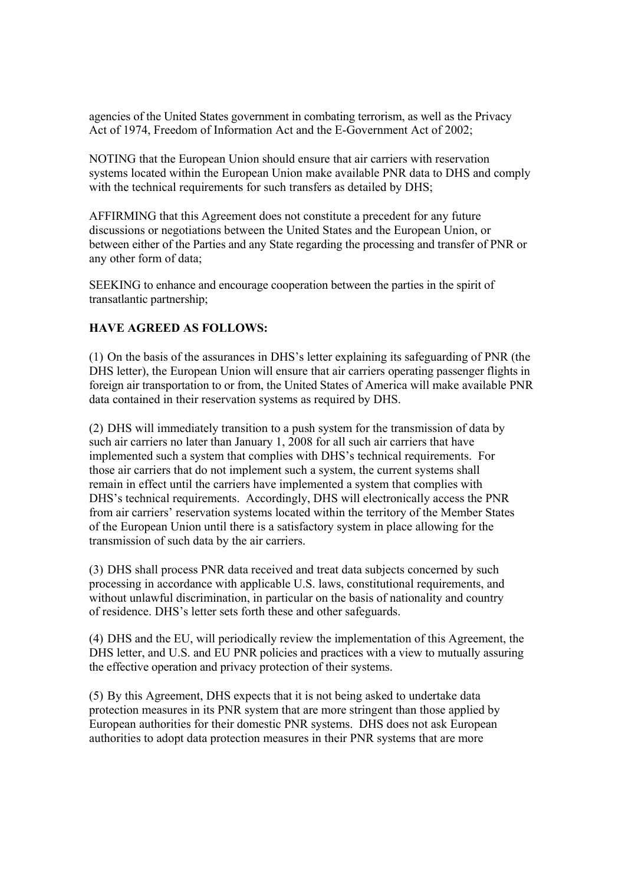agencies of the United States government in combating terrorism, as well as the Privacy Act of 1974, Freedom of Information Act and the E-Government Act of 2002;

NOTING that the European Union should ensure that air carriers with reservation systems located within the European Union make available PNR data to DHS and comply with the technical requirements for such transfers as detailed by DHS;

AFFIRMING that this Agreement does not constitute a precedent for any future discussions or negotiations between the United States and the European Union, or between either of the Parties and any State regarding the processing and transfer of PNR or any other form of data;

SEEKING to enhance and encourage cooperation between the parties in the spirit of transatlantic partnership;

**HAVE AGREED AS FOLLOWS:**

(1) On the basis of the assurances in DHS's letter explaining its safeguarding of PNR (the DHS letter), the European Union will ensure that air carriers operating passenger flights in foreign air transportation to or from, the United States of America will make available PNR data contained in their reservation systems as required by DHS.

(2) DHS will immediately transition to a push system for the transmission of data by such air carriers no later than January 1, 2008 for all such air carriers that have implemented such a system that complies with DHS's technical requirements. For those air carriers that do not implement such a system, the current systems shall remain in effect until the carriers have implemented a system that complies with DHS's technical requirements. Accordingly, DHS will electronically access the PNR from air carriers' reservation systems located within the territory of the Member States of the European Union until there is a satisfactory system in place allowing for the transmission of such data by the air carriers.

(3) DHS shall process PNR data received and treat data subjects concerned by such processing in accordance with applicable U.S. laws, constitutional requirements, and without unlawful discrimination, in particular on the basis of nationality and country of residence. DHS's letter sets forth these and other safeguards.

(4) DHS and the EU, will periodically review the implementation of this Agreement, the DHS letter, and U.S. and EU PNR policies and practices with a view to mutually assuring the effective operation and privacy protection of their systems.

(5) By this Agreement, DHS expects that it is not being asked to undertake data protection measures in its PNR system that are more stringent than those applied by European authorities for their domestic PNR systems. DHS does not ask European authorities to adopt data protection measures in their PNR systems that are more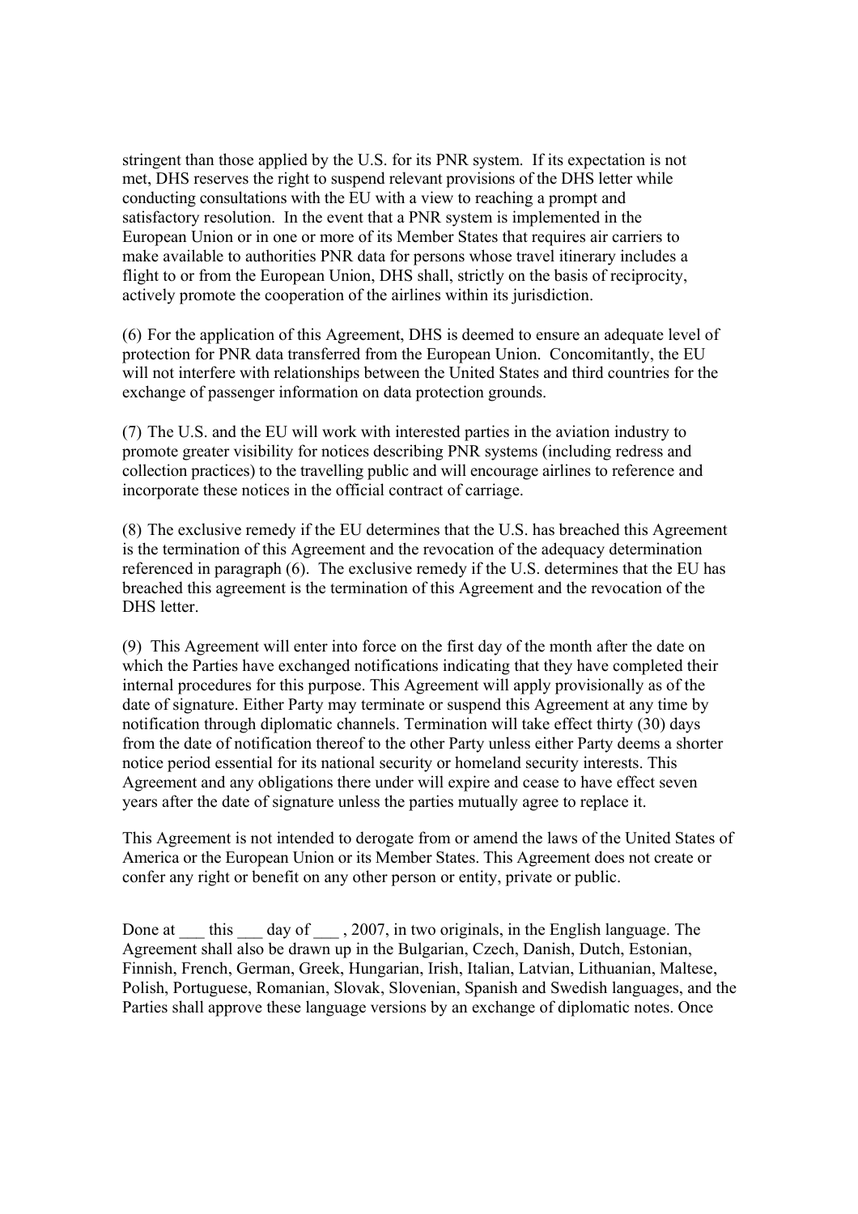stringent than those applied by the U.S. for its PNR system. If its expectation is not met, DHS reserves the right to suspend relevant provisions of the DHS letter while conducting consultations with the EU with a view to reaching a prompt and satisfactory resolution. In the event that a PNR system is implemented in the European Union or in one or more of its Member States that requires air carriers to make available to authorities PNR data for persons whose travel itinerary includes a flight to or from the European Union, DHS shall, strictly on the basis of reciprocity, actively promote the cooperation of the airlines within its jurisdiction.

(6) For the application of this Agreement, DHS is deemed to ensure an adequate level of protection for PNR data transferred from the European Union. Concomitantly, the EU will not interfere with relationships between the United States and third countries for the exchange of passenger information on data protection grounds.

(7) The U.S. and the EU will work with interested parties in the aviation industry to promote greater visibility for notices describing PNR systems (including redress and collection practices) to the travelling public and will encourage airlines to reference and incorporate these notices in the official contract of carriage.

(8) The exclusive remedy if the EU determines that the U.S. has breached this Agreement is the termination of this Agreement and the revocation of the adequacy determination referenced in paragraph (6). The exclusive remedy if the U.S. determines that the EU has breached this agreement is the termination of this Agreement and the revocation of the DHS letter.

(9) This Agreement will enter into force on the first day of the month after the date on which the Parties have exchanged notifications indicating that they have completed their internal procedures for this purpose. This Agreement will apply provisionally as of the date of signature. Either Party may terminate or suspend this Agreement at any time by notification through diplomatic channels. Termination will take effect thirty (30) days from the date of notification thereof to the other Party unless either Party deems a shorter notice period essential for its national security or homeland security interests. This Agreement and any obligations there under will expire and cease to have effect seven years after the date of signature unless the parties mutually agree to replace it.

This Agreement is not intended to derogate from or amend the laws of the United States of America or the European Union or its Member States. This Agreement does not create or confer any right or benefit on any other person or entity, private or public.

Done at ___ this ___ day of ___ , 2007, in two originals, in the English language. The Agreement shall also be drawn up in the Bulgarian, Czech, Danish, Dutch, Estonian, Finnish, French, German, Greek, Hungarian, Irish, Italian, Latvian, Lithuanian, Maltese, Polish, Portuguese, Romanian, Slovak, Slovenian, Spanish and Swedish languages, and the Parties shall approve these language versions by an exchange of diplomatic notes. Once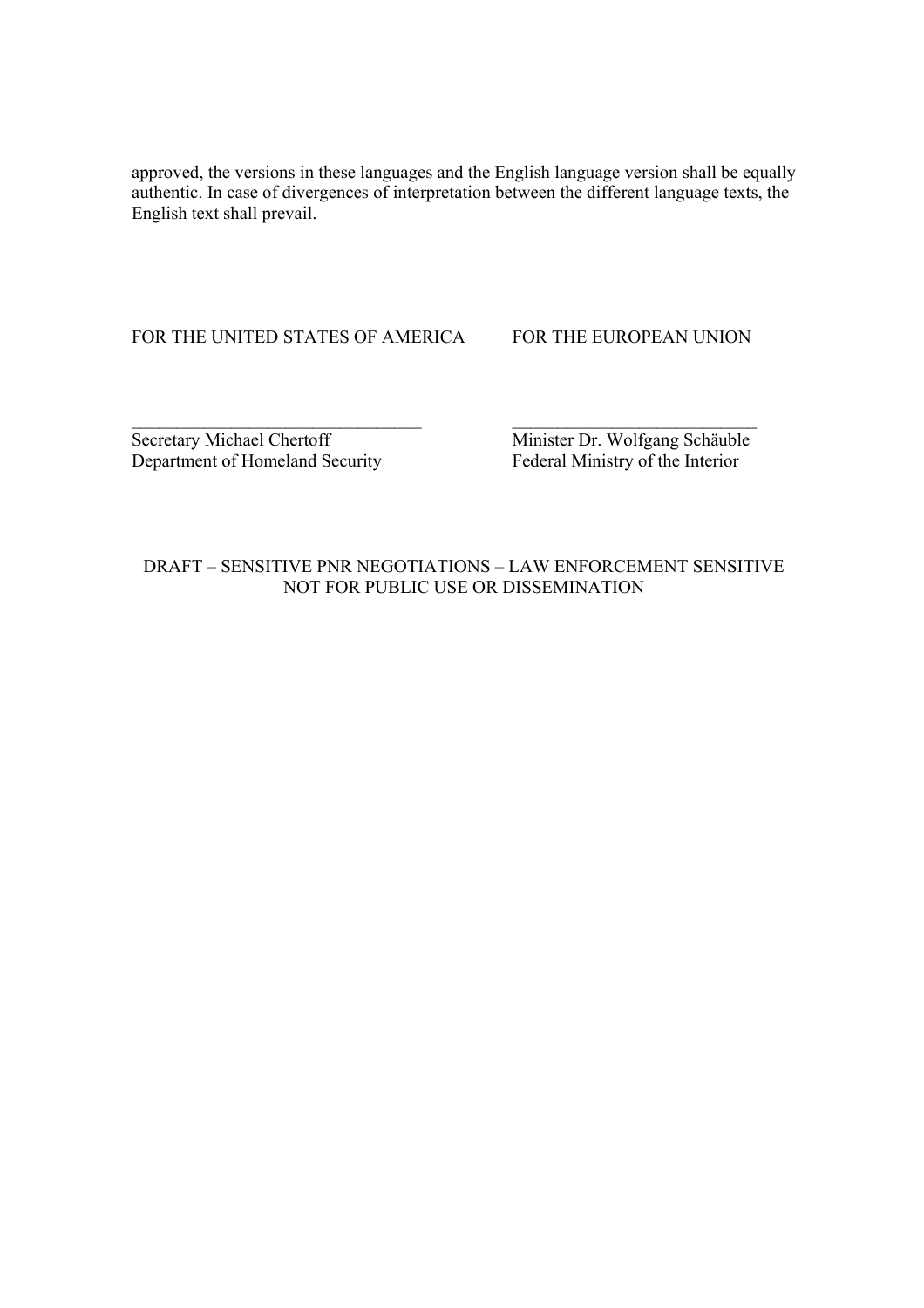approved, the versions in these languages and the English language version shall be equally authentic. In case of divergences of interpretation between the different language texts, the English text shall prevail.

FOR THE UNITED STATES OF AMERICA

\_\_\_\_\_\_\_\_\_\_\_\_\_\_\_\_\_\_\_\_\_\_\_\_\_\_\_\_\_\_\_\_

Secretary Michael Chertoff
Department of Homeland Security

FOR THE EUROPEAN UNION

\_\_\_\_\_\_\_\_\_\_\_\_\_\_\_\_\_\_\_\_\_\_\_\_\_\_\_\_

Minister Dr. Wolfgang Schäuble
Federal Ministry of the Interior

DRAFT – SENSITIVE PNR NEGOTIATIONS – LAW ENFORCEMENT SENSITIVE
NOT FOR PUBLIC USE OR DISSEMINATION